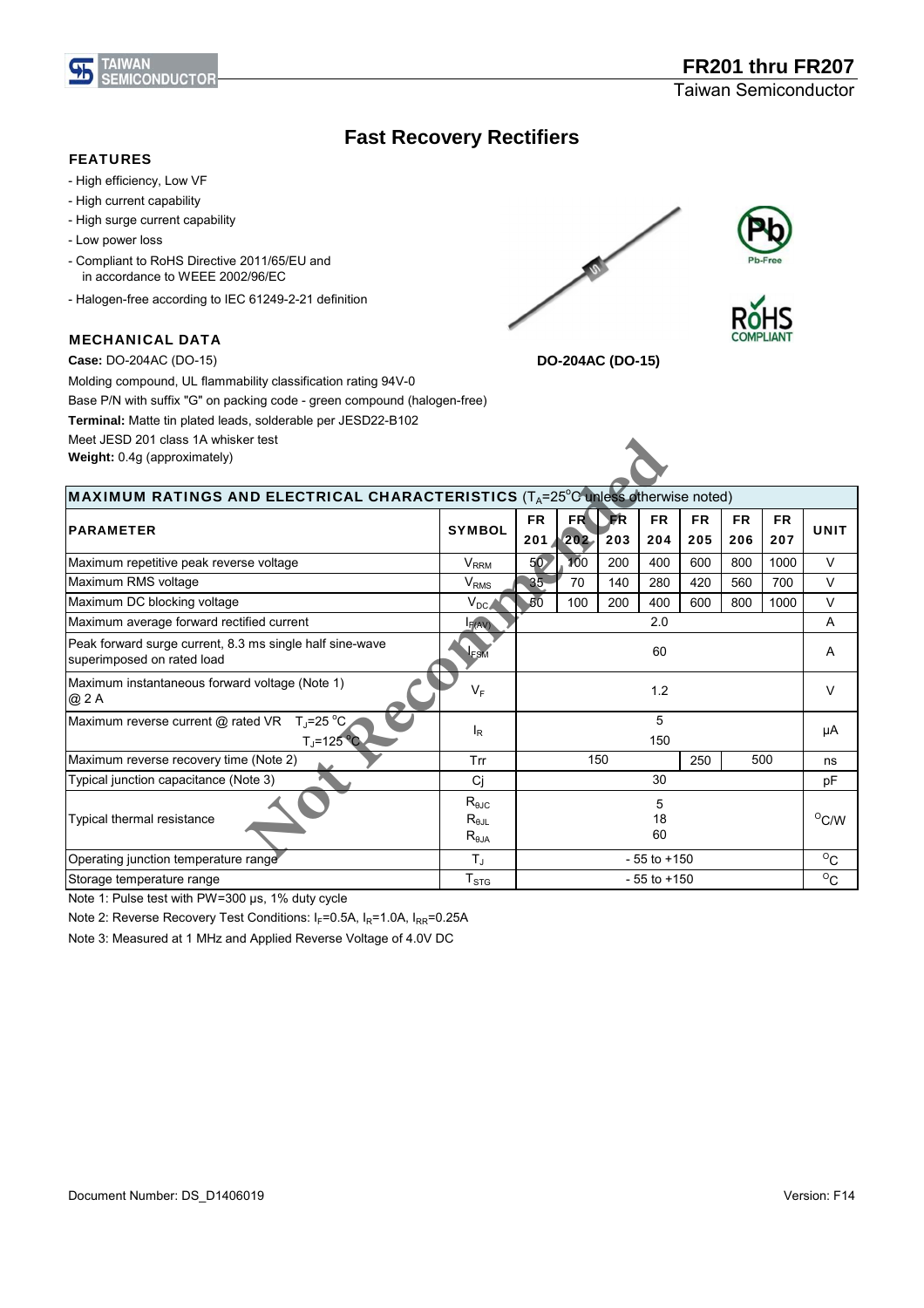# FR201 thru FR207

Taiwan Semiconductor

## Fast Recovery Rectifiers

### FEATURES

- High efficiency, Low VF
- High current capability
- High surge current capability
- Low power loss
- Compliant to RoHS Directive 2011/65/EU and in accordance to WEEE 2002/96/EC
- Halogen-free according to IEC 61249-2-21 definition

### MECHANICAL DATA

**Case:** DO-204AC (DO-15)

Molding compound, UL flammability classification rating 94V-0

Base P/N with suffix "G" on packing code - green compound (halogen-free)

**Terminal:** Matte tin plated leads, solderable per JESD22-B102

Meet JESD 201 class 1A whisker test

**Weight:** 0.4g (approximately)

DO-204AC (DO-15)

Not Recommended

**MAXIMUM RATINGS AND ELECTRICAL CHARACTERISTICS** ($T_A$=25°C unless otherwise noted)

| PARAMETER | SYMBOL | FR 201 | FR 202 | FR 203 | FR 204 | FR 205 | FR 206 | FR 207 | UNIT |
|---|---|---|---|---|---|---|---|---|---|
| Maximum repetitive peak reverse voltage | $V_{RRM}$ | 50 | 100 | 200 | 400 | 600 | 800 | 1000 | V |
| Maximum RMS voltage | $V_{RMS}$ | 35 | 70 | 140 | 280 | 420 | 560 | 700 | V |
| Maximum DC blocking voltage | $V_{DC}$ | 50 | 100 | 200 | 400 | 600 | 800 | 1000 | V |
| Maximum average forward rectified current | $I_{F(AV)}$ | 2.0 | | | | | | | A |
| Peak forward surge current, 8.3 ms single half sine-wave superimposed on rated load | $I_{FSM}$ | 60 | | | | | | | A |
| Maximum instantaneous forward voltage (Note 1) @ 2 A | $V_F$ | 1.2 | | | | | | | V |
| Maximum reverse current @ rated VR $T_J$=25 °C | $I_R$ | 5 | | | | | | | μA |
| $T_J$=125 °C | | 150 | | | | | | | |
| Maximum reverse recovery time (Note 2) | Trr | 150 | | | 250 | 500 | | | ns |
| Typical junction capacitance (Note 3) | Cj | 30 | | | | | | | pF |
| Typical thermal resistance | $R_{\theta JC}$ | 5 | | | | | | | °C/W |
| | $R_{\theta JL}$ | 18 | | | | | | | |
| | $R_{\theta JA}$ | 60 | | | | | | | |
| Operating junction temperature range | $T_J$ | - 55 to +150 | | | | | | | °C |
| Storage temperature range | $T_{STG}$ | - 55 to +150 | | | | | | | °C |

Note 1: Pulse test with PW=300 μs, 1% duty cycle

Note 2: Reverse Recovery Test Conditions: $I_F$=0.5A, $I_R$=1.0A, $I_{RR}$=0.25A

Note 3: Measured at 1 MHz and Applied Reverse Voltage of 4.0V DC

Document Number: DS_D1406019

Version: F14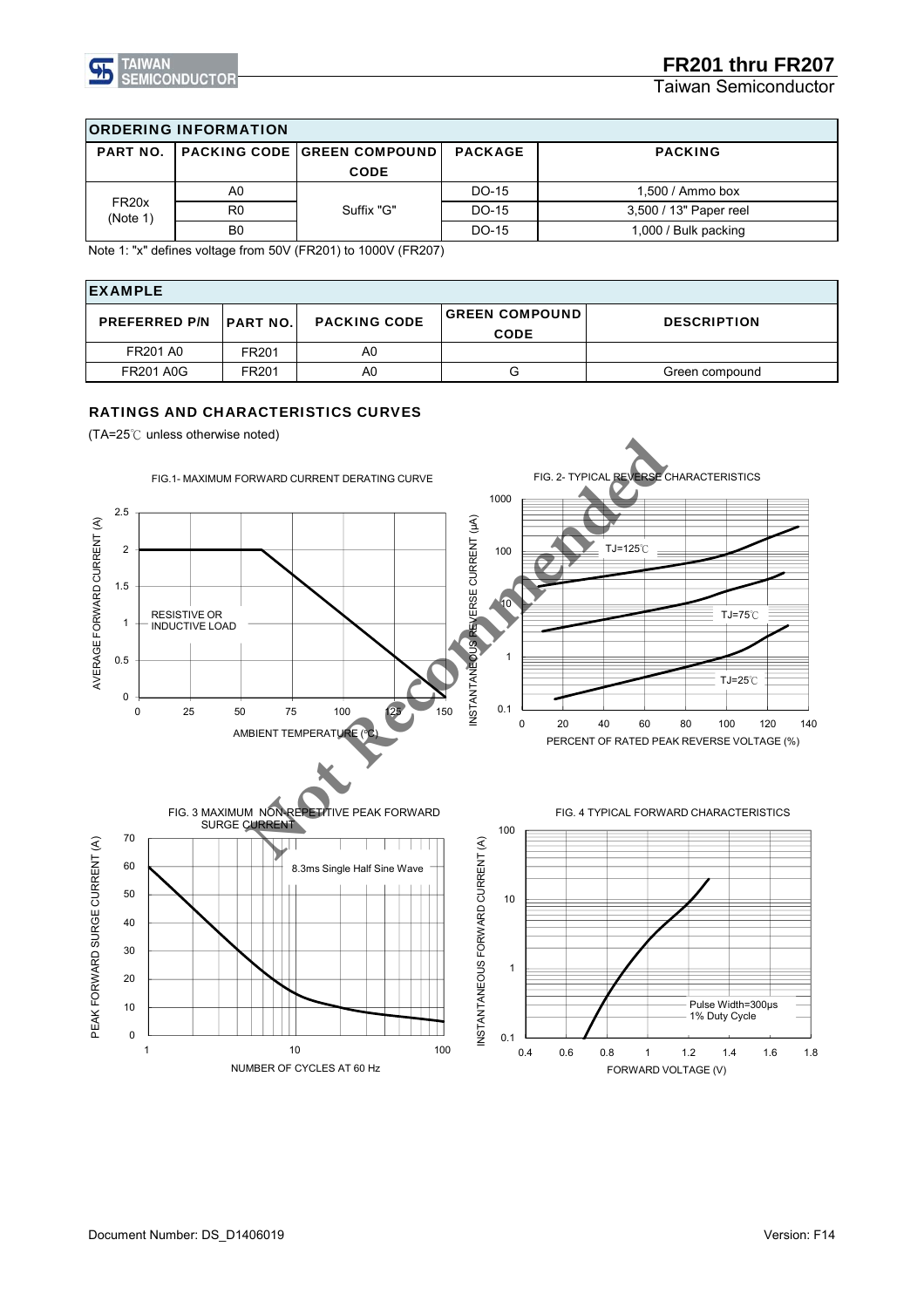## ORDERING INFORMATION

| PART NO. | PACKING CODE | GREEN COMPOUND CODE | PACKAGE | PACKING |
|---|---|---|---|---|
| FR20x (Note 1) | A0 | Suffix "G" | DO-15 | 1,500 / Ammo box |
| | R0 | | DO-15 | 3,500 / 13" Paper reel |
| | B0 | | DO-15 | 1,000 / Bulk packing |

Note 1: "x" defines voltage from 50V (FR201) to 1000V (FR207)

## EXAMPLE

| PREFERRED P/N | PART NO. | PACKING CODE | GREEN COMPOUND CODE | DESCRIPTION |
|---|---|---|---|---|
| FR201 A0 | FR201 | A0 | | |
| FR201 A0G | FR201 | A0 | G | Green compound |

## RATINGS AND CHARACTERISTICS CURVES

(TA=25℃ unless otherwise noted)

FIG.1- MAXIMUM FORWARD CURRENT DERATING CURVE

FIG. 2- TYPICAL REVERSE CHARACTERISTICS

FIG. 3 MAXIMUM NON-REPETITIVE PEAK FORWARD SURGE CURRENT

FIG. 4 TYPICAL FORWARD CHARACTERISTICS

Not Recommended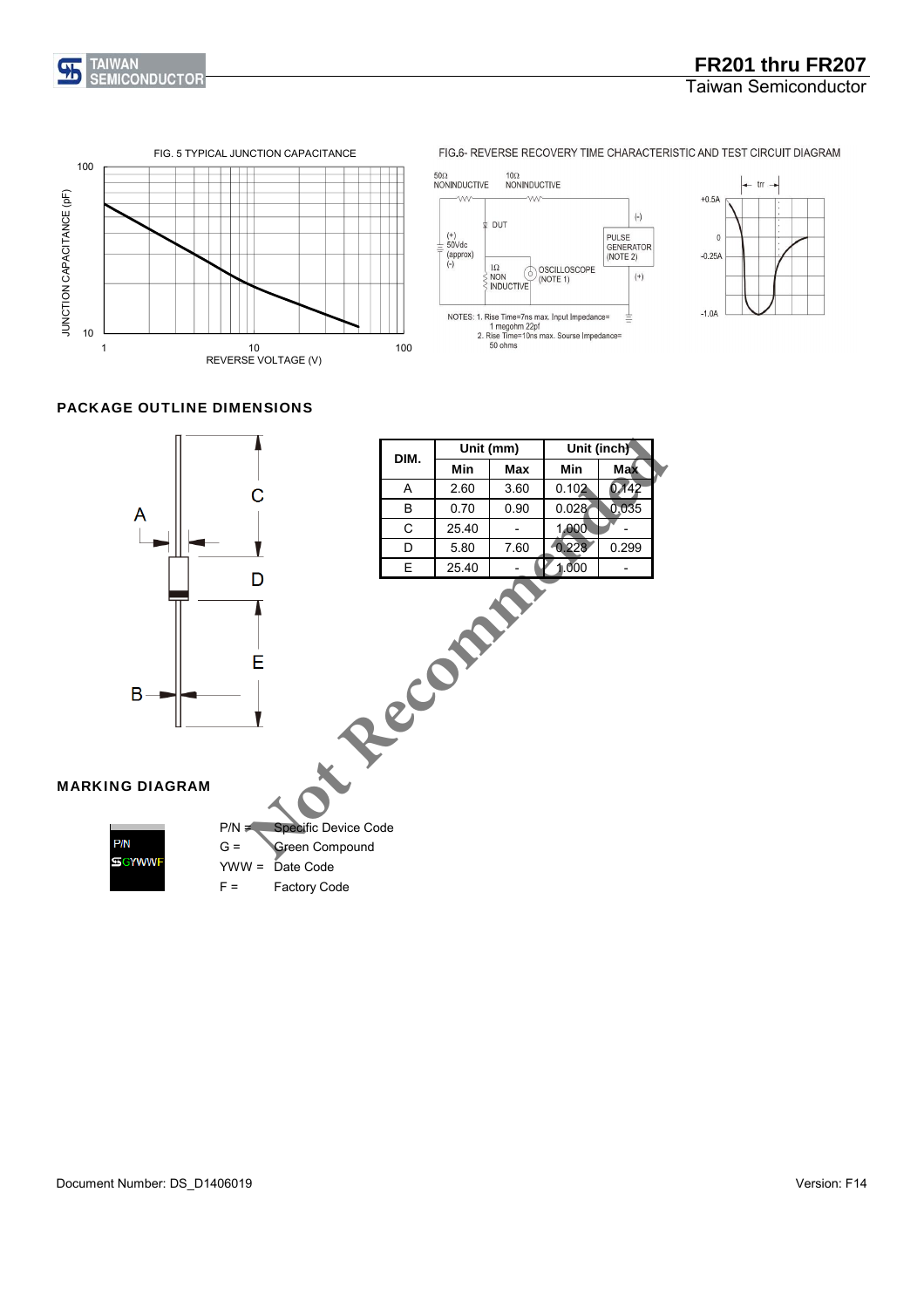FIG. 5 TYPICAL JUNCTION CAPACITANCE

FIG.6- REVERSE RECOVERY TIME CHARACTERISTIC AND TEST CIRCUIT DIAGRAM

NOTES: 1. Rise Time=7ns max. Input Impedance= 1 megohm 22pf
2. Rise Time=10ns max. Sourse Impedance= 50 ohms

## PACKAGE OUTLINE DIMENSIONS

| DIM. | Unit (mm) | | Unit (inch) | |
|---|---|---|---|---|
| | Min | Max | Min | Max |
| A | 2.60 | 3.60 | 0.102 | 0.142 |
| B | 0.70 | 0.90 | 0.028 | 0.035 |
| C | 25.40 | - | 1.000 | - |
| D | 5.80 | 7.60 | 0.228 | 0.299 |
| E | 25.40 | - | 1.000 | - |

Not Recommended

## MARKING DIAGRAM

P/N = Specific Device Code
G = Green Compound
YWW = Date Code
F = Factory Code

Document Number: DS_D1406019

Version: F14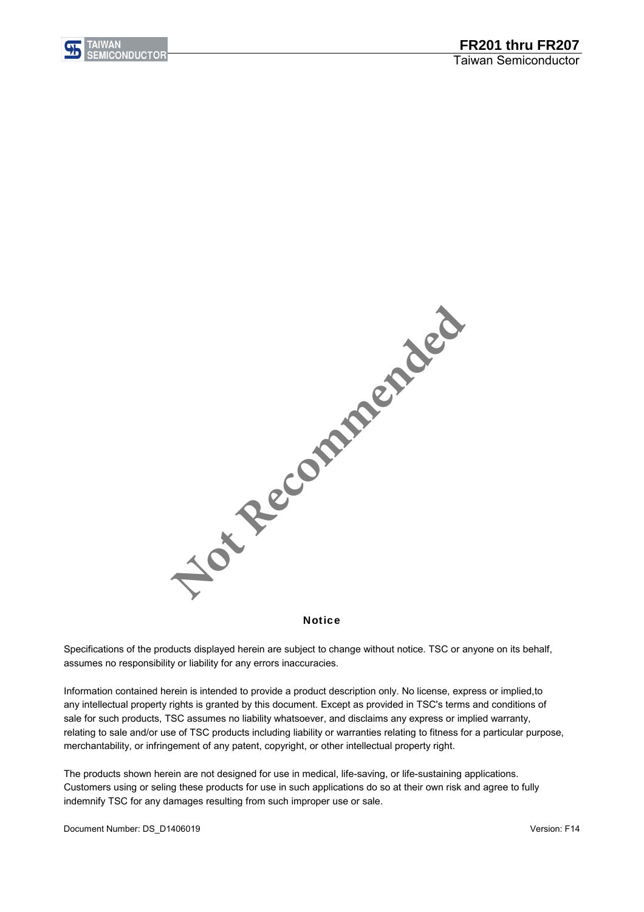Not Recommended

## Notice

Specifications of the products displayed herein are subject to change without notice. TSC or anyone on its behalf, assumes no responsibility or liability for any errors inaccuracies.

Information contained herein is intended to provide a product description only. No license, express or implied,to any intellectual property rights is granted by this document. Except as provided in TSC's terms and conditions of sale for such products, TSC assumes no liability whatsoever, and disclaims any express or implied warranty, relating to sale and/or use of TSC products including liability or warranties relating to fitness for a particular purpose, merchantability, or infringement of any patent, copyright, or other intellectual property right.

The products shown herein are not designed for use in medical, life-saving, or life-sustaining applications. Customers using or seling these products for use in such applications do so at their own risk and agree to fully indemnify TSC for any damages resulting from such improper use or sale.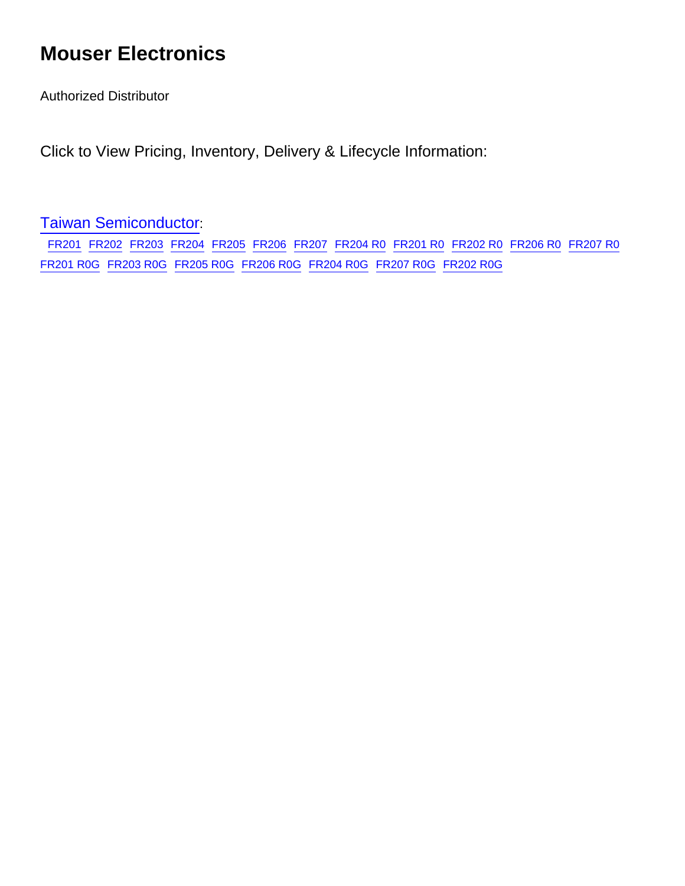# Mouser Electronics

Authorized Distributor

Click to View Pricing, Inventory, Delivery & Lifecycle Information:

Taiwan Semiconductor:

FR201 FR202 FR203 FR204 FR205 FR206 FR207 FR204 R0 FR201 R0 FR202 R0 FR206 R0 FR207 R0 FR201 R0G FR203 R0G FR205 R0G FR206 R0G FR204 R0G FR207 R0G FR202 R0G